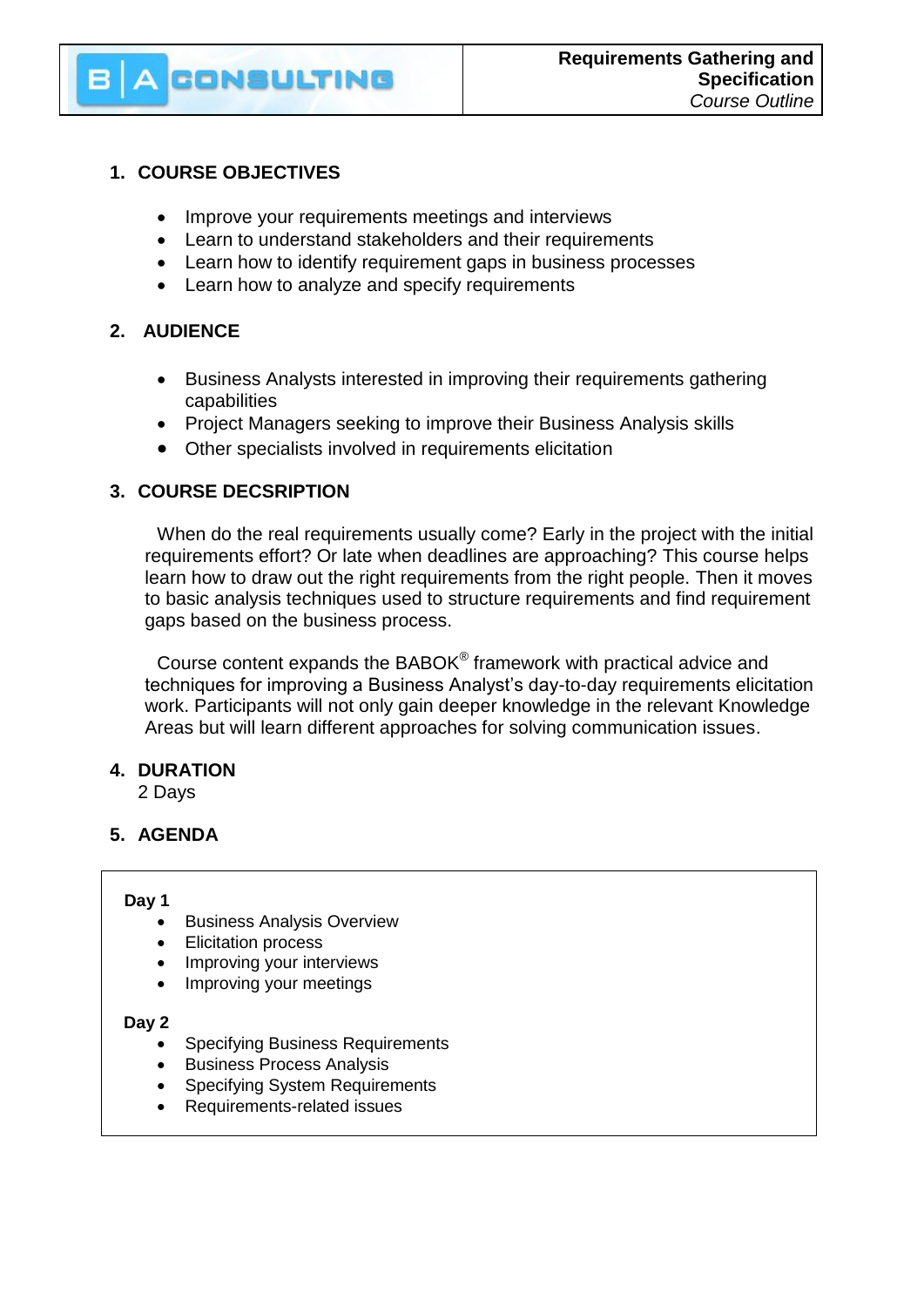BA CONSULTING

**Requirements Gathering and Specification**
*Course Outline*

## 1. COURSE OBJECTIVES

- Improve your requirements meetings and interviews
- Learn to understand stakeholders and their requirements
- Learn how to identify requirement gaps in business processes
- Learn how to analyze and specify requirements

## 2. AUDIENCE

- Business Analysts interested in improving their requirements gathering capabilities
- Project Managers seeking to improve their Business Analysis skills
- Other specialists involved in requirements elicitation

## 3. COURSE DECSRIPTION

When do the real requirements usually come? Early in the project with the initial requirements effort? Or late when deadlines are approaching? This course helps learn how to draw out the right requirements from the right people. Then it moves to basic analysis techniques used to structure requirements and find requirement gaps based on the business process.

Course content expands the BABOK® framework with practical advice and techniques for improving a Business Analyst's day-to-day requirements elicitation work. Participants will not only gain deeper knowledge in the relevant Knowledge Areas but will learn different approaches for solving communication issues.

## 4. DURATION

2 Days

## 5. AGENDA

**Day 1**

- Business Analysis Overview
- Elicitation process
- Improving your interviews
- Improving your meetings

**Day 2**

- Specifying Business Requirements
- Business Process Analysis
- Specifying System Requirements
- Requirements-related issues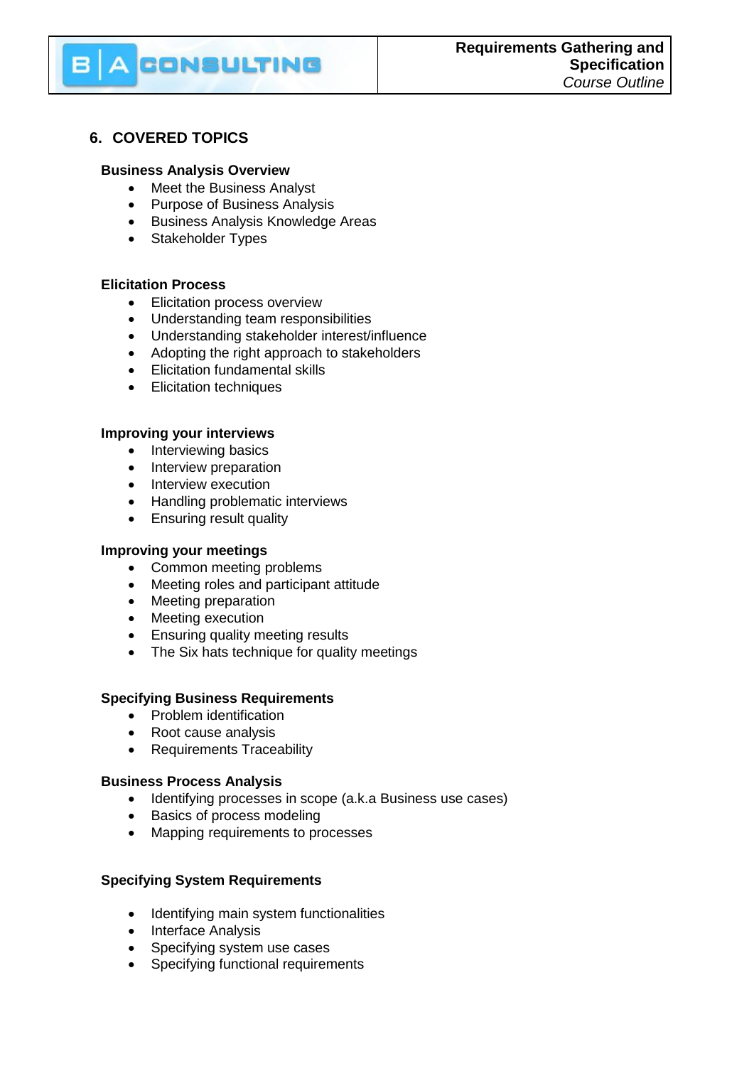## 6. COVERED TOPICS

### Business Analysis Overview

- Meet the Business Analyst
- Purpose of Business Analysis
- Business Analysis Knowledge Areas
- Stakeholder Types

### Elicitation Process

- Elicitation process overview
- Understanding team responsibilities
- Understanding stakeholder interest/influence
- Adopting the right approach to stakeholders
- Elicitation fundamental skills
- Elicitation techniques

### Improving your interviews

- Interviewing basics
- Interview preparation
- Interview execution
- Handling problematic interviews
- Ensuring result quality

### Improving your meetings

- Common meeting problems
- Meeting roles and participant attitude
- Meeting preparation
- Meeting execution
- Ensuring quality meeting results
- The Six hats technique for quality meetings

### Specifying Business Requirements

- Problem identification
- Root cause analysis
- Requirements Traceability

### Business Process Analysis

- Identifying processes in scope (a.k.a Business use cases)
- Basics of process modeling
- Mapping requirements to processes

### Specifying System Requirements

- Identifying main system functionalities
- Interface Analysis
- Specifying system use cases
- Specifying functional requirements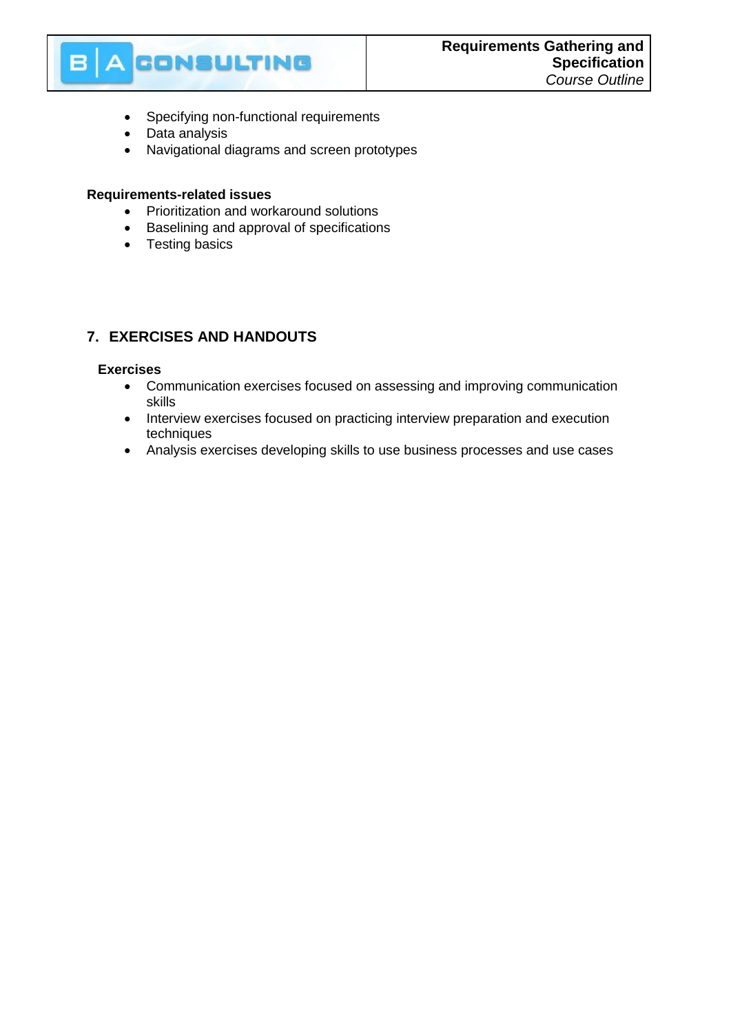- Specifying non-functional requirements
- Data analysis
- Navigational diagrams and screen prototypes

**Requirements-related issues**

- Prioritization and workaround solutions
- Baselining and approval of specifications
- Testing basics

## 7. EXERCISES AND HANDOUTS

**Exercises**

- Communication exercises focused on assessing and improving communication skills
- Interview exercises focused on practicing interview preparation and execution techniques
- Analysis exercises developing skills to use business processes and use cases